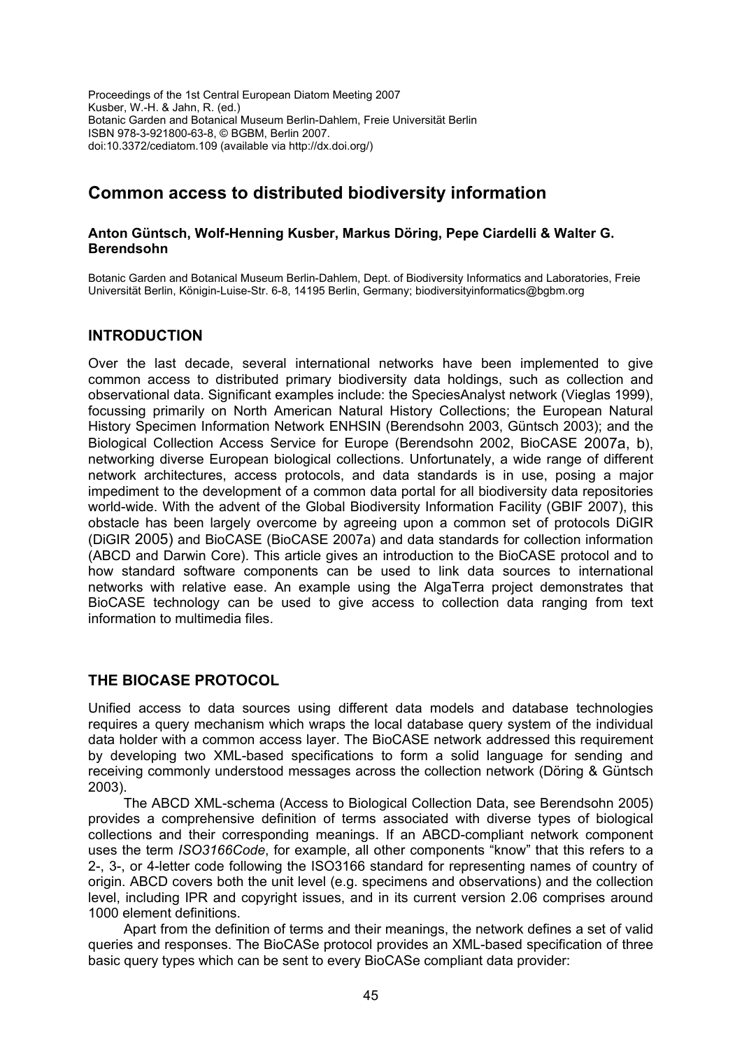Proceedings of the 1st Central European Diatom Meeting 2007
Kusber, W.-H. & Jahn, R. (ed.)
Botanic Garden and Botanical Museum Berlin-Dahlem, Freie Universität Berlin
ISBN 978-3-921800-63-8, © BGBM, Berlin 2007.
doi:10.3372/cediatom.109 (available via http://dx.doi.org/)

# Common access to distributed biodiversity information

**Anton Güntsch, Wolf-Henning Kusber, Markus Döring, Pepe Ciardelli & Walter G. Berendsohn**

Botanic Garden and Botanical Museum Berlin-Dahlem, Dept. of Biodiversity Informatics and Laboratories, Freie Universität Berlin, Königin-Luise-Str. 6-8, 14195 Berlin, Germany; biodiversityinformatics@bgbm.org

## INTRODUCTION

Over the last decade, several international networks have been implemented to give common access to distributed primary biodiversity data holdings, such as collection and observational data. Significant examples include: the SpeciesAnalyst network (Vieglas 1999), focussing primarily on North American Natural History Collections; the European Natural History Specimen Information Network ENHSIN (Berendsohn 2003, Güntsch 2003); and the Biological Collection Access Service for Europe (Berendsohn 2002, BioCASE 2007a, b), networking diverse European biological collections. Unfortunately, a wide range of different network architectures, access protocols, and data standards is in use, posing a major impediment to the development of a common data portal for all biodiversity data repositories world-wide. With the advent of the Global Biodiversity Information Facility (GBIF 2007), this obstacle has been largely overcome by agreeing upon a common set of protocols DiGIR (DiGIR 2005) and BioCASE (BioCASE 2007a) and data standards for collection information (ABCD and Darwin Core). This article gives an introduction to the BioCASE protocol and to how standard software components can be used to link data sources to international networks with relative ease. An example using the AlgaTerra project demonstrates that BioCASE technology can be used to give access to collection data ranging from text information to multimedia files.

## THE BIOCASE PROTOCOL

Unified access to data sources using different data models and database technologies requires a query mechanism which wraps the local database query system of the individual data holder with a common access layer. The BioCASE network addressed this requirement by developing two XML-based specifications to form a solid language for sending and receiving commonly understood messages across the collection network (Döring & Güntsch 2003).

The ABCD XML-schema (Access to Biological Collection Data, see Berendsohn 2005) provides a comprehensive definition of terms associated with diverse types of biological collections and their corresponding meanings. If an ABCD-compliant network component uses the term *ISO3166Code*, for example, all other components "know" that this refers to a 2-, 3-, or 4-letter code following the ISO3166 standard for representing names of country of origin. ABCD covers both the unit level (e.g. specimens and observations) and the collection level, including IPR and copyright issues, and in its current version 2.06 comprises around 1000 element definitions.

Apart from the definition of terms and their meanings, the network defines a set of valid queries and responses. The BioCASe protocol provides an XML-based specification of three basic query types which can be sent to every BioCASe compliant data provider: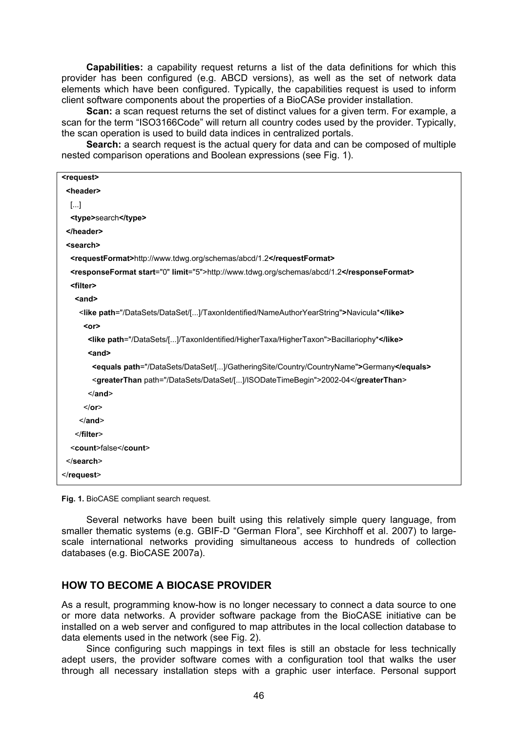**Capabilities:** a capability request returns a list of the data definitions for which this provider has been configured (e.g. ABCD versions), as well as the set of network data elements which have been configured. Typically, the capabilities request is used to inform client software components about the properties of a BioCASe provider installation.

**Scan:** a scan request returns the set of distinct values for a given term. For example, a scan for the term “ISO3166Code” will return all country codes used by the provider. Typically, the scan operation is used to build data indices in centralized portals.

**Search:** a search request is the actual query for data and can be composed of multiple nested comparison operations and Boolean expressions (see Fig. 1).

```
<request>
 <header>
  [...]
  <type>search</type>
 </header>
 <search>
  <requestFormat>http://www.tdwg.org/schemas/abcd/1.2</requestFormat>
  <responseFormat start="0" limit="5">http://www.tdwg.org/schemas/abcd/1.2</responseFormat>
  <filter>
   <and>
    <like path="/DataSets/DataSet/[...]/TaxonIdentified/NameAuthorYearString">Navicula*</like>
     <or>
      <like path="/DataSets/[...]/TaxonIdentified/HigherTaxa/HigherTaxon">Bacillariophy*</like>
      <and>
       <equals path="/DataSets/DataSet/[...]/GatheringSite/Country/CountryName">Germany</equals>
       <greaterThan path="/DataSets/DataSet/[...]/ISODateTimeBegin">2002-04</greaterThan>
      </and>
     </or>
    </and>
   </filter>
  <count>false</count>
 </search>
</request>
```

**Fig. 1.** BioCASE compliant search request.

Several networks have been built using this relatively simple query language, from smaller thematic systems (e.g. GBIF-D “German Flora”, see Kirchhoff et al. 2007) to large-scale international networks providing simultaneous access to hundreds of collection databases (e.g. BioCASE 2007a).

## HOW TO BECOME A BIOCASE PROVIDER

As a result, programming know-how is no longer necessary to connect a data source to one or more data networks. A provider software package from the BioCASE initiative can be installed on a web server and configured to map attributes in the local collection database to data elements used in the network (see Fig. 2).

Since configuring such mappings in text files is still an obstacle for less technically adept users, the provider software comes with a configuration tool that walks the user through all necessary installation steps with a graphic user interface. Personal support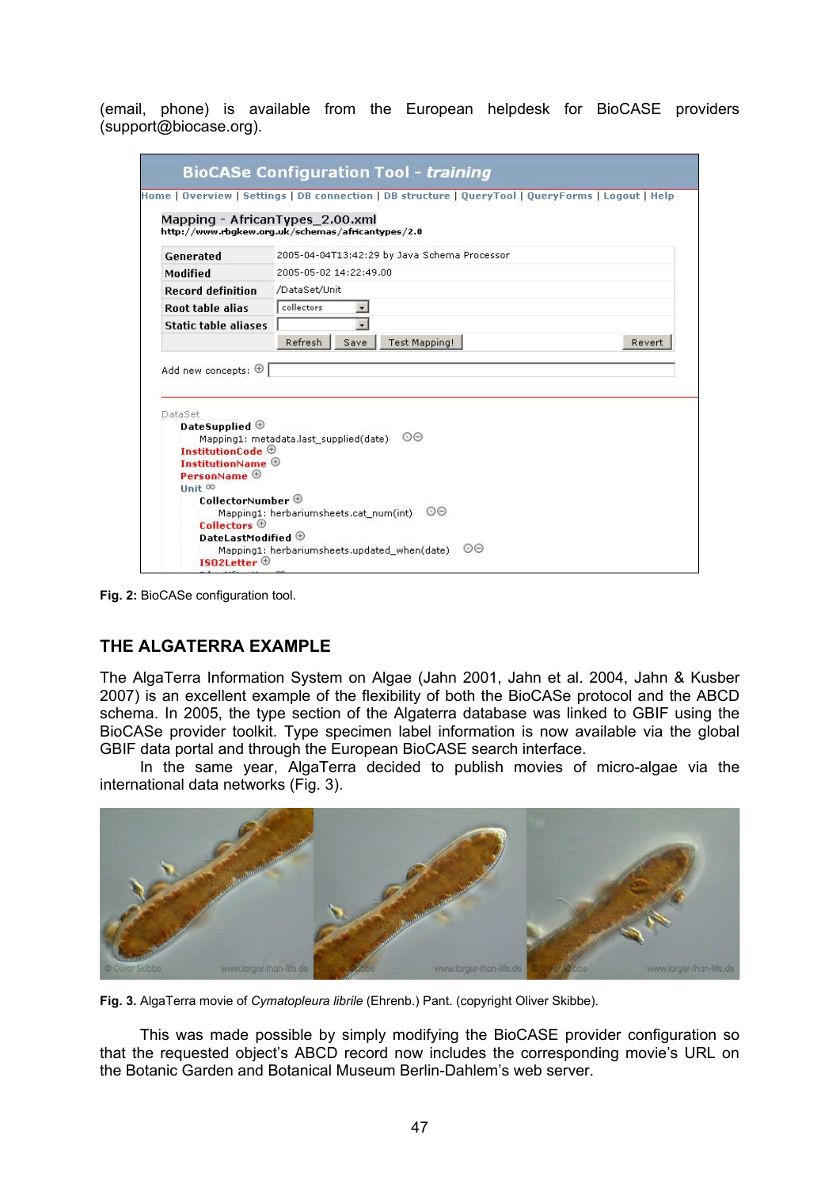(email, phone) is available from the European helpdesk for BioCASE providers (support@biocase.org).

Fig. 2: BioCASe configuration tool.

## THE ALGATERRA EXAMPLE

The AlgaTerra Information System on Algae (Jahn 2001, Jahn et al. 2004, Jahn & Kusber 2007) is an excellent example of the flexibility of both the BioCASe protocol and the ABCD schema. In 2005, the type section of the Algaterra database was linked to GBIF using the BioCASe provider toolkit. Type specimen label information is now available via the global GBIF data portal and through the European BioCASE search interface.

In the same year, AlgaTerra decided to publish movies of micro-algae via the international data networks (Fig. 3).

**Fig. 3.** AlgaTerra movie of *Cymatopleura librile* (Ehrenb.) Pant. (copyright Oliver Skibbe).

This was made possible by simply modifying the BioCASE provider configuration so that the requested object's ABCD record now includes the corresponding movie's URL on the Botanic Garden and Botanical Museum Berlin-Dahlem's web server.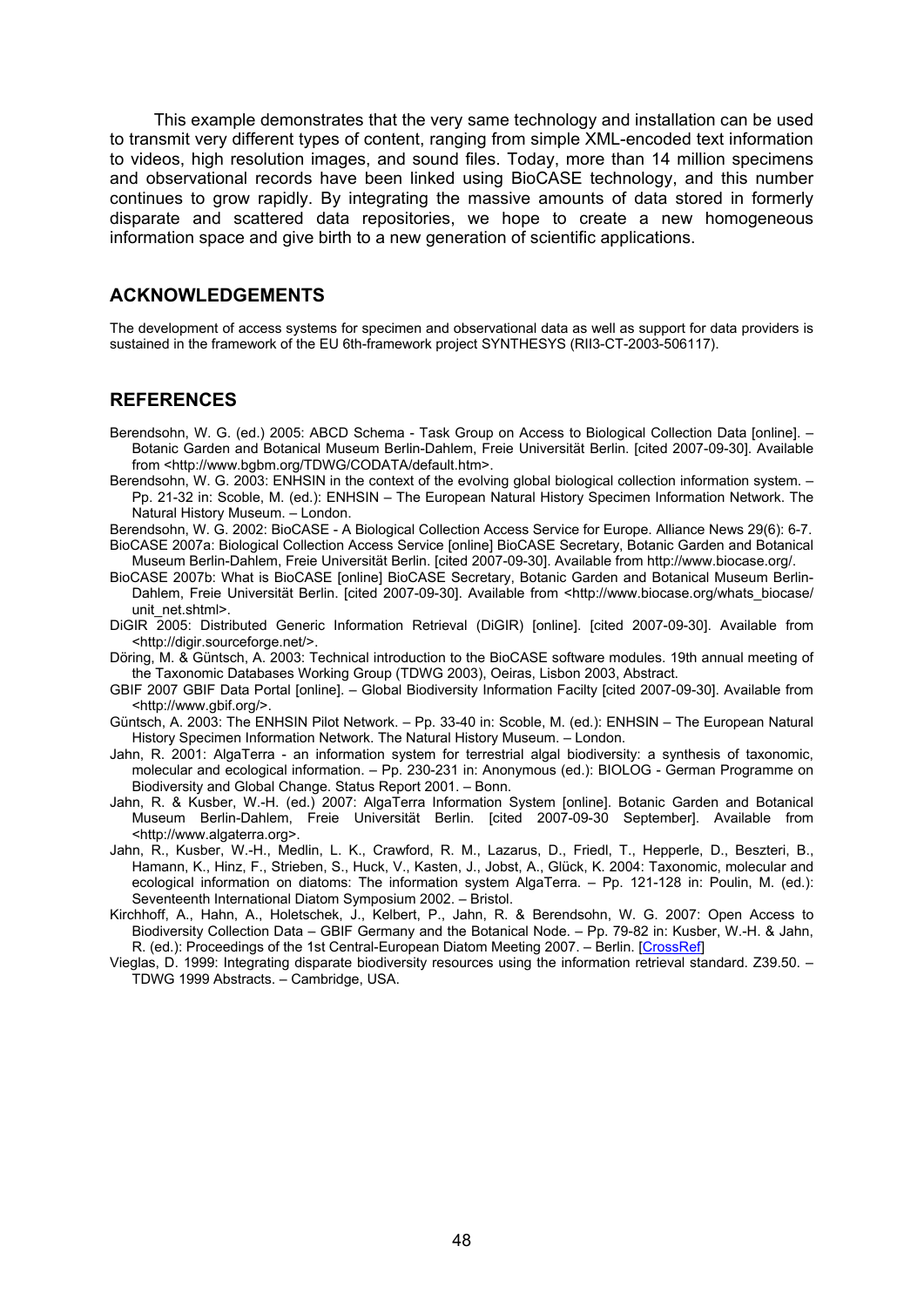This example demonstrates that the very same technology and installation can be used to transmit very different types of content, ranging from simple XML-encoded text information to videos, high resolution images, and sound files. Today, more than 14 million specimens and observational records have been linked using BioCASE technology, and this number continues to grow rapidly. By integrating the massive amounts of data stored in formerly disparate and scattered data repositories, we hope to create a new homogeneous information space and give birth to a new generation of scientific applications.

## ACKNOWLEDGEMENTS

The development of access systems for specimen and observational data as well as support for data providers is sustained in the framework of the EU 6th-framework project SYNTHESYS (RII3-CT-2003-506117).

## REFERENCES

Berendsohn, W. G. (ed.) 2005: ABCD Schema - Task Group on Access to Biological Collection Data [online]. – Botanic Garden and Botanical Museum Berlin-Dahlem, Freie Universität Berlin. [cited 2007-09-30]. Available from <http://www.bgbm.org/TDWG/CODATA/default.htm>.

Berendsohn, W. G. 2003: ENHSIN in the context of the evolving global biological collection information system. – Pp. 21-32 in: Scoble, M. (ed.): ENHSIN – The European Natural History Specimen Information Network. The Natural History Museum. – London.

Berendsohn, W. G. 2002: BioCASE - A Biological Collection Access Service for Europe. Alliance News 29(6): 6-7.

BioCASE 2007a: Biological Collection Access Service [online] BioCASE Secretary, Botanic Garden and Botanical Museum Berlin-Dahlem, Freie Universität Berlin. [cited 2007-09-30]. Available from http://www.biocase.org/.

BioCASE 2007b: What is BioCASE [online] BioCASE Secretary, Botanic Garden and Botanical Museum Berlin-Dahlem, Freie Universität Berlin. [cited 2007-09-30]. Available from <http://www.biocase.org/whats_biocase/unit_net.shtml>.

DiGIR 2005: Distributed Generic Information Retrieval (DiGIR) [online]. [cited 2007-09-30]. Available from <http://digir.sourceforge.net/>.

Döring, M. & Güntsch, A. 2003: Technical introduction to the BioCASE software modules. 19th annual meeting of the Taxonomic Databases Working Group (TDWG 2003), Oeiras, Lisbon 2003, Abstract.

GBIF 2007 GBIF Data Portal [online]. – Global Biodiversity Information Facilty [cited 2007-09-30]. Available from <http://www.gbif.org/>.

Güntsch, A. 2003: The ENHSIN Pilot Network. – Pp. 33-40 in: Scoble, M. (ed.): ENHSIN – The European Natural History Specimen Information Network. The Natural History Museum. – London.

Jahn, R. 2001: AlgaTerra - an information system for terrestrial algal biodiversity: a synthesis of taxonomic, molecular and ecological information. – Pp. 230-231 in: Anonymous (ed.): BIOLOG - German Programme on Biodiversity and Global Change. Status Report 2001. – Bonn.

Jahn, R. & Kusber, W.-H. (ed.) 2007: AlgaTerra Information System [online]. Botanic Garden and Botanical Museum Berlin-Dahlem, Freie Universität Berlin. [cited 2007-09-30 September]. Available from <http://www.algaterra.org>.

Jahn, R., Kusber, W.-H., Medlin, L. K., Crawford, R. M., Lazarus, D., Friedl, T., Hepperle, D., Beszteri, B., Hamann, K., Hinz, F., Strieben, S., Huck, V., Kasten, J., Jobst, A., Glück, K. 2004: Taxonomic, molecular and ecological information on diatoms: The information system AlgaTerra. – Pp. 121-128 in: Poulin, M. (ed.): Seventeenth International Diatom Symposium 2002. – Bristol.

Kirchhoff, A., Hahn, A., Holetschek, J., Kelbert, P., Jahn, R. & Berendsohn, W. G. 2007: Open Access to Biodiversity Collection Data – GBIF Germany and the Botanical Node. – Pp. 79-82 in: Kusber, W.-H. & Jahn, R. (ed.): Proceedings of the 1st Central-European Diatom Meeting 2007. – Berlin. [CrossRef]

Vieglas, D. 1999: Integrating disparate biodiversity resources using the information retrieval standard. Z39.50. – TDWG 1999 Abstracts. – Cambridge, USA.